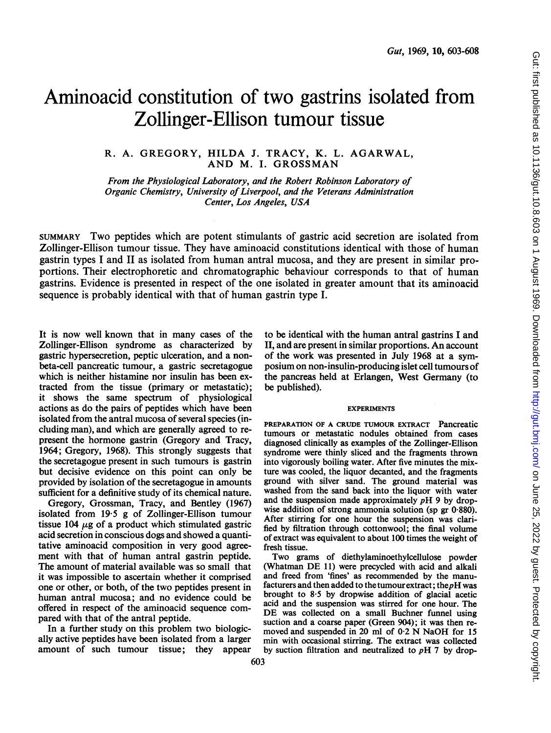# Aminoacid constitution of two gastrins isolated from Zollinger-Ellison tumour tissue

R. A. GREGORY, HILDA J. TRACY, K. L. AGARWAL, AND M. I. GROSSMAN

*From the Physiological Laboratory, and the Robert Robinson Laboratory of Organic Chemistry, University of Liverpool, and the Veterans Administration Center, Los Angeles, USA*

SUMMARY Two peptides which are potent stimulants of gastric acid secretion are isolated from Zollinger-Ellison tumour tissue. They have aminoacid constitutions identical with those of human gastrin types I and II as isolated from human antral mucosa, and they are present in similar proportions. Their electrophoretic and chromatographic behaviour corresponds to that of human gastrins. Evidence is presented in respect of the one isolated in greater amount that its aminoacid sequence is probably identical with that of human gastrin type I.

It is now well known that in many cases of the Zollinger-Ellison syndrome as characterized by gastric hypersecretion, peptic ulceration, and a non-beta-cell pancreatic tumour, a gastric secretagogue which is neither histamine nor insulin has been extracted from the tissue (primary or metastatic); it shows the same spectrum of physiological actions as do the pairs of peptides which have been isolated from the antral mucosa of several species (including man), and which are generally agreed to represent the hormone gastrin (Gregory and Tracy, 1964; Gregory, 1968). This strongly suggests that the secretagogue present in such tumours is gastrin but decisive evidence on this point can only be provided by isolation of the secretagogue in amounts sufficient for a definitive study of its chemical nature.

Gregory, Grossman, Tracy, and Bentley (1967) isolated from 19·5 g of Zollinger-Ellison tumour tissue 104 $\mu$g of a product which stimulated gastric acid secretion in conscious dogs and showed a quantitative aminoacid composition in very good agreement with that of human antral gastrin peptide. The amount of material available was so small that it was impossible to ascertain whether it comprised one or other, or both, of the two peptides present in human antral mucosa; and no evidence could be offered in respect of the aminoacid sequence compared with that of the antral peptide.

In a further study on this problem two biologically active peptides have been isolated from a larger amount of such tumour tissue; they appear to be identical with the human antral gastrins I and II, and are present in similar proportions. An account of the work was presented in July 1968 at a symposium on non-insulin-producing islet cell tumours of the pancreas held at Erlangen, West Germany (to be published).

## EXPERIMENTS

PREPARATION OF A CRUDE TUMOUR EXTRACT Pancreatic tumours or metastatic nodules obtained from cases diagnosed clinically as examples of the Zollinger-Ellison syndrome were thinly sliced and the fragments thrown into vigorously boiling water. After five minutes the mixture was cooled, the liquor decanted, and the fragments ground with silver sand. The ground material was washed from the sand back into the liquor with water and the suspension made approximately $pH$ 9 by dropwise addition of strong ammonia solution (sp gr 0·880). After stirring for one hour the suspension was clarified by filtration through cottonwool; the final volume of extract was equivalent to about 100 times the weight of fresh tissue.

Two grams of diethylaminoethylcellulose powder (Whatman DE 11) were precycled with acid and alkali and freed from 'fines' as recommended by the manufacturers and then added to the tumour extract; the $pH$ was brought to 8·5 by dropwise addition of glacial acetic acid and the suspension was stirred for one hour. The DE was collected on a small Buchner funnel using suction and a coarse paper (Green 904); it was then removed and suspended in 20 ml of 0·2 N NaOH for 15 min with occasional stirring. The extract was collected by suction filtration and neutralized to $pH$ 7 by drop-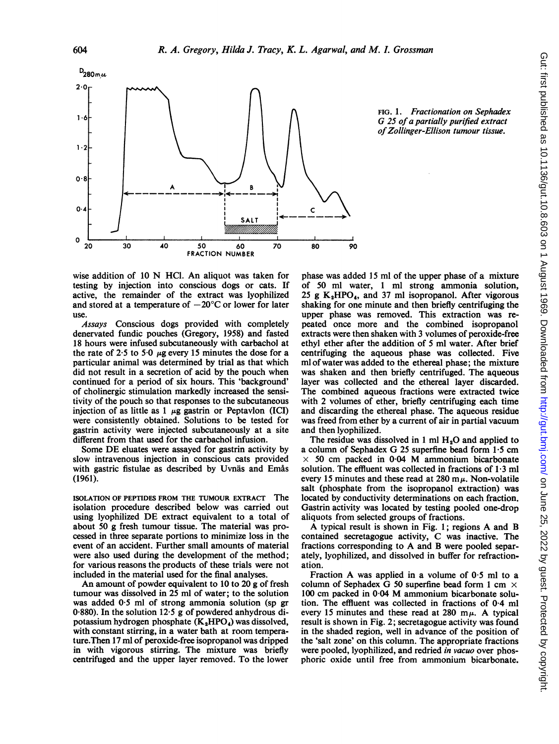FIG. 1. *Fractionation on Sephadex G 25 of a partially purified extract of Zollinger-Ellison tumour tissue.*

wise addition of 10 N HCl. An aliquot was taken for testing by injection into conscious dogs or cats. If active, the remainder of the extract was lyophilized and stored at a temperature of −20°C or lower for later use.

*Assays* Conscious dogs provided with completely denervated fundic pouches (Gregory, 1958) and fasted 18 hours were infused subcutaneously with carbachol at the rate of 2·5 to 5·0 μg every 15 minutes the dose for a particular animal was determined by trial as that which did not result in a secretion of acid by the pouch when continued for a period of six hours. This 'background' of cholinergic stimulation markedly increased the sensitivity of the pouch so that responses to the subcutaneous injection of as little as 1 μg gastrin or Peptavlon (ICI) were consistently obtained. Solutions to be tested for gastrin activity were injected subcutaneously at a site different from that used for the carbachol infusion.

Some DE eluates were assayed for gastrin activity by slow intravenous injection in conscious cats provided with gastric fistulae as described by Uvnäs and Emås (1961).

ISOLATION OF PEPTIDES FROM THE TUMOUR EXTRACT The isolation procedure described below was carried out using lyophilized DE extract equivalent to a total of about 50 g fresh tumour tissue. The material was processed in three separate portions to minimize loss in the event of an accident. Further small amounts of material were also used during the development of the method; for various reasons the products of these trials were not included in the material used for the final analyses.

An amount of powder equivalent to 10 to 20 g of fresh tumour was dissolved in 25 ml of water; to the solution was added 0·5 ml of strong ammonia solution (sp gr 0·880). In the solution 12·5 g of powdered anhydrous dipotassium hydrogen phosphate ($K_2HPO_4$) was dissolved, with constant stirring, in a water bath at room temperature. Then 17 ml of peroxide-free isopropanol was dripped in with vigorous stirring. The mixture was briefly centrifuged and the upper layer removed. To the lower phase was added 15 ml of the upper phase of a mixture of 50 ml water, 1 ml strong ammonia solution, 25 g $K_2HPO_4$, and 37 ml isopropanol. After vigorous shaking for one minute and then briefly centrifuging the upper phase was removed. This extraction was repeated once more and the combined isopropanol extracts were then shaken with 3 volumes of peroxide-free ethyl ether after the addition of 5 ml water. After brief centrifuging the aqueous phase was collected. Five ml of water was added to the ethereal phase; the mixture was shaken and then briefly centrifuged. The aqueous layer was collected and the ethereal layer discarded. The combined aqueous fractions were extracted twice with 2 volumes of ether, briefly centrifuging each time and discarding the ethereal phase. The aqueous residue was freed from ether by a current of air in partial vacuum and then lyophilized.

The residue was dissolved in 1 ml $H_2O$ and applied to a column of Sephadex G 25 superfine bead form 1·5 cm × 50 cm packed in 0·04 M ammonium bicarbonate solution. The effluent was collected in fractions of 1·3 ml every 15 minutes and these read at 280 mμ. Non-volatile salt (phosphate from the isopropanol extraction) was located by conductivity determinations on each fraction. Gastrin activity was located by testing pooled one-drop aliquots from selected groups of fractions.

A typical result is shown in Fig. 1; regions A and B contained secretagogue activity, C was inactive. The fractions corresponding to A and B were pooled separately, lyophilized, and dissolved in buffer for refractionation.

Fraction A was applied in a volume of 0·5 ml to a column of Sephadex G 50 superfine bead form 1 cm × 100 cm packed in 0·04 M ammonium bicarbonate solution. The effluent was collected in fractions of 0·4 ml every 15 minutes and these read at 280 mμ. A typical result is shown in Fig. 2; secretagogue activity was found in the shaded region, well in advance of the position of the 'salt zone' on this column. The appropriate fractions were pooled, lyophilized, and redried *in vacuo* over phosphoric oxide until free from ammonium bicarbonate.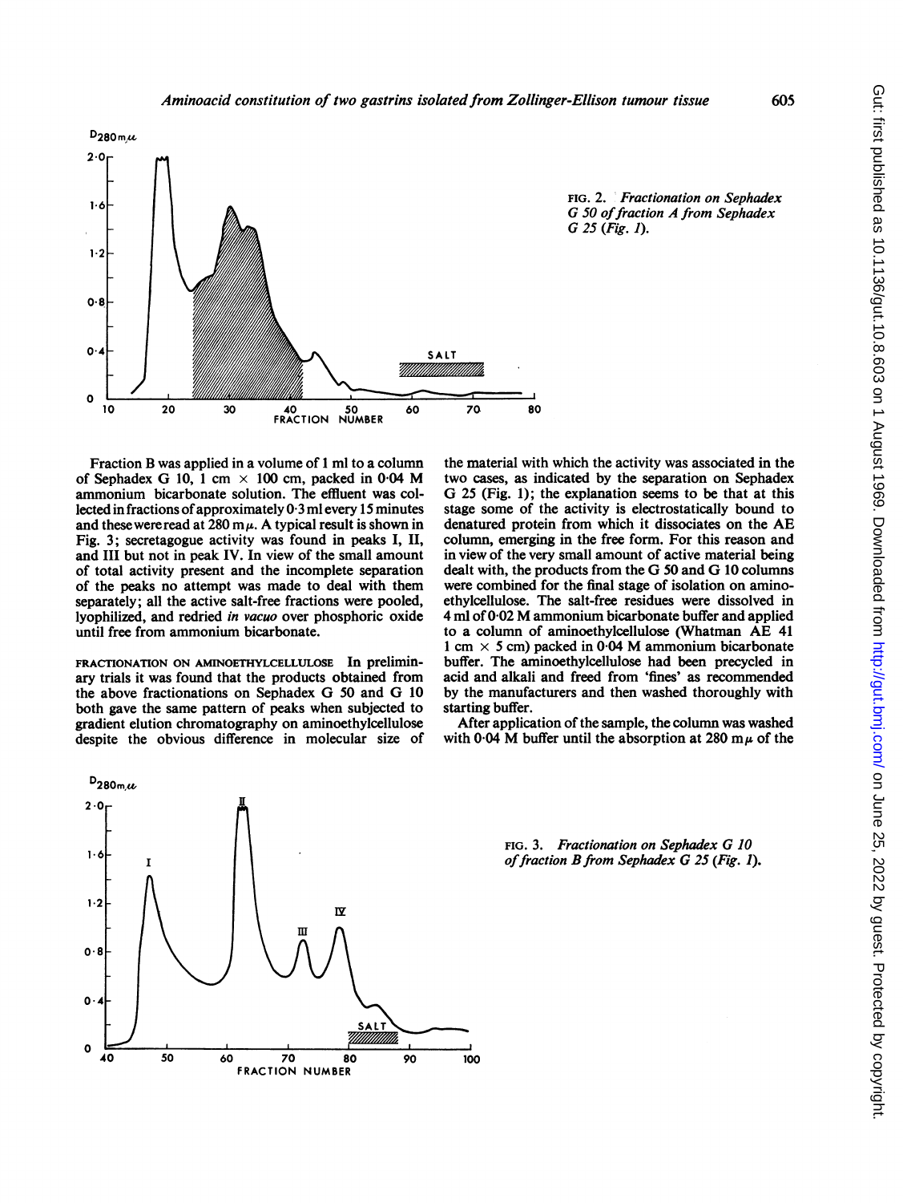FIG. 2. *Fractionation on Sephadex G 50 of fraction A from Sephadex G 25 (Fig. 1).*

Fraction B was applied in a volume of 1 ml to a column of Sephadex G 10, 1 cm × 100 cm, packed in 0·04 M ammonium bicarbonate solution. The effluent was collected in fractions of approximately 0·3 ml every 15 minutes and these were read at 280 mμ. A typical result is shown in Fig. 3; secretagogue activity was found in peaks I, II, and III but not in peak IV. In view of the small amount of total activity present and the incomplete separation of the peaks no attempt was made to deal with them separately; all the active salt-free fractions were pooled, lyophilized, and redried *in vacuo* over phosphoric oxide until free from ammonium bicarbonate.

FRACTIONATION ON AMINOETHYLCELLULOSE In preliminary trials it was found that the products obtained from the above fractionations on Sephadex G 50 and G 10 both gave the same pattern of peaks when subjected to gradient elution chromatography on aminoethylcellulose despite the obvious difference in molecular size of the material with which the activity was associated in the two cases, as indicated by the separation on Sephadex G 25 (Fig. 1); the explanation seems to be that at this stage some of the activity is electrostatically bound to denatured protein from which it dissociates on the AE column, emerging in the free form. For this reason and in view of the very small amount of active material being dealt with, the products from the G 50 and G 10 columns were combined for the final stage of isolation on aminoethylcellulose. The salt-free residues were dissolved in 4 ml of 0·02 M ammonium bicarbonate buffer and applied to a column of aminoethylcellulose (Whatman AE 41 1 cm × 5 cm) packed in 0·04 M ammonium bicarbonate buffer. The aminoethylcellulose had been precycled in acid and alkali and freed from 'fines' as recommended by the manufacturers and then washed thoroughly with starting buffer.

After application of the sample, the column was washed with 0·04 M buffer until the absorption at 280 mμ of the

FIG. 3. *Fractionation on Sephadex G 10 of fraction B from Sephadex G 25 (Fig. 1).*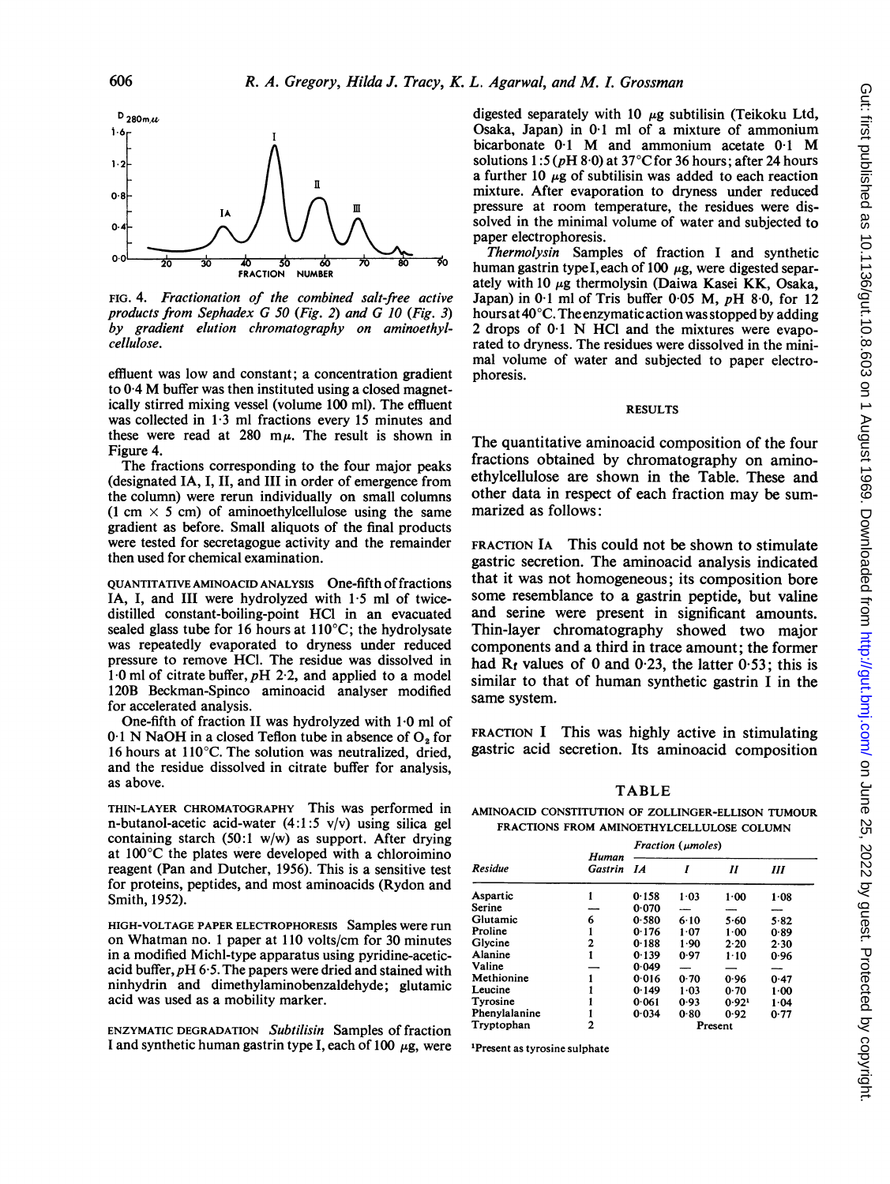FIG. 4. *Fractionation of the combined salt-free active products from Sephadex G 50 (Fig. 2) and G 10 (Fig. 3) by gradient elution chromatography on aminoethylcellulose.*

effluent was low and constant; a concentration gradient to 0·4 M buffer was then instituted using a closed magnetically stirred mixing vessel (volume 100 ml). The effluent was collected in 1·3 ml fractions every 15 minutes and these were read at 280 mμ. The result is shown in Figure 4.

The fractions corresponding to the four major peaks (designated IA, I, II, and III in order of emergence from the column) were rerun individually on small columns (1 cm × 5 cm) of aminoethylcellulose using the same gradient as before. Small aliquots of the final products were tested for secretagogue activity and the remainder then used for chemical examination.

QUANTITATIVE AMINOACID ANALYSIS One-fifth of fractions IA, I, and III were hydrolyzed with 1·5 ml of twice-distilled constant-boiling-point HCl in an evacuated sealed glass tube for 16 hours at 110°C; the hydrolysate was repeatedly evaporated to dryness under reduced pressure to remove HCl. The residue was dissolved in 1·0 ml of citrate buffer, pH 2·2, and applied to a model 120B Beckman-Spinco aminoacid analyser modified for accelerated analysis.

One-fifth of fraction II was hydrolyzed with 1·0 ml of 0·1 N NaOH in a closed Teflon tube in absence of $O_2$ for 16 hours at 110°C. The solution was neutralized, dried, and the residue dissolved in citrate buffer for analysis, as above.

THIN-LAYER CHROMATOGRAPHY This was performed in n-butanol-acetic acid-water (4:1:5 v/v) using silica gel containing starch (50:1 w/w) as support. After drying at 100°C the plates were developed with a chloroimino reagent (Pan and Dutcher, 1956). This is a sensitive test for proteins, peptides, and most aminoacids (Rydon and Smith, 1952).

HIGH-VOLTAGE PAPER ELECTROPHORESIS Samples were run on Whatman no. 1 paper at 110 volts/cm for 30 minutes in a modified Michl-type apparatus using pyridine-acetic-acid buffer, pH 6·5. The papers were dried and stained with ninhydrin and dimethylaminobenzaldehyde; glutamic acid was used as a mobility marker.

ENZYMATIC DEGRADATION *Subtilisin* Samples of fraction I and synthetic human gastrin type I, each of 100 μg, were digested separately with 10 μg subtilisin (Teikoku Ltd, Osaka, Japan) in 0·1 ml of a mixture of ammonium bicarbonate 0·1 M and ammonium acetate 0·1 M solutions 1:5 (pH 8·0) at 37°C for 36 hours; after 24 hours a further 10 μg of subtilisin was added to each reaction mixture. After evaporation to dryness under reduced pressure at room temperature, the residues were dissolved in the minimal volume of water and subjected to paper electrophoresis.

*Thermolysin* Samples of fraction I and synthetic human gastrin type I, each of 100 μg, were digested separately with 10 μg thermolysin (Daiwa Kasei KK, Osaka, Japan) in 0·1 ml of Tris buffer 0·05 M, pH 8·0, for 12 hours at 40°C. The enzymatic action was stopped by adding 2 drops of 0·1 N HCl and the mixtures were evaporated to dryness. The residues were dissolved in the minimal volume of water and subjected to paper electrophoresis.

## RESULTS

The quantitative aminoacid composition of the four fractions obtained by chromatography on aminoethylcellulose are shown in the Table. These and other data in respect of each fraction may be summarized as follows:

FRACTION IA This could not be shown to stimulate gastric secretion. The aminoacid analysis indicated that it was not homogeneous; its composition bore some resemblance to a gastrin peptide, but valine and serine were present in significant amounts. Thin-layer chromatography showed two major components and a third in trace amount; the former had $R_f$ values of 0 and 0·23, the latter 0·53; this is similar to that of human synthetic gastrin I in the same system.

FRACTION I This was highly active in stimulating gastric acid secretion. Its aminoacid composition

TABLE

AMINOACID CONSTITUTION OF ZOLLINGER-ELLISON TUMOUR FRACTIONS FROM AMINOETHYLCELLULOSE COLUMN

| Residue | Human Gastrin | Fraction (μmoles) IA | I | II | III |
|---|---|---|---|---|---|
| Aspartic | 1 | 0·158 | 1·03 | 1·00 | 1·08 |
| Serine | — | 0·070 | — | — | — |
| Glutamic | 6 | 0·580 | 6·10 | 5·60 | 5·82 |
| Proline | 1 | 0·176 | 1·07 | 1·00 | 0·89 |
| Glycine | 2 | 0·188 | 1·90 | 2·20 | 2·30 |
| Alanine | 1 | 0·139 | 0·97 | 1·10 | 0·96 |
| Valine | — | 0·049 | — | — | — |
| Methionine | 1 | 0·016 | 0·70 | 0·96 | 0·47 |
| Leucine | 1 | 0·149 | 1·03 | 0·70 | 1·00 |
| Tyrosine | 1 | 0·061 | 0·93 | 0·92[1] | 1·04 |
| Phenylalanine | 1 | 0·034 | 0·80 | 0·92 | 0·77 |
| Tryptophan | 2 | | Present | | |

[1]Present as tyrosine sulphate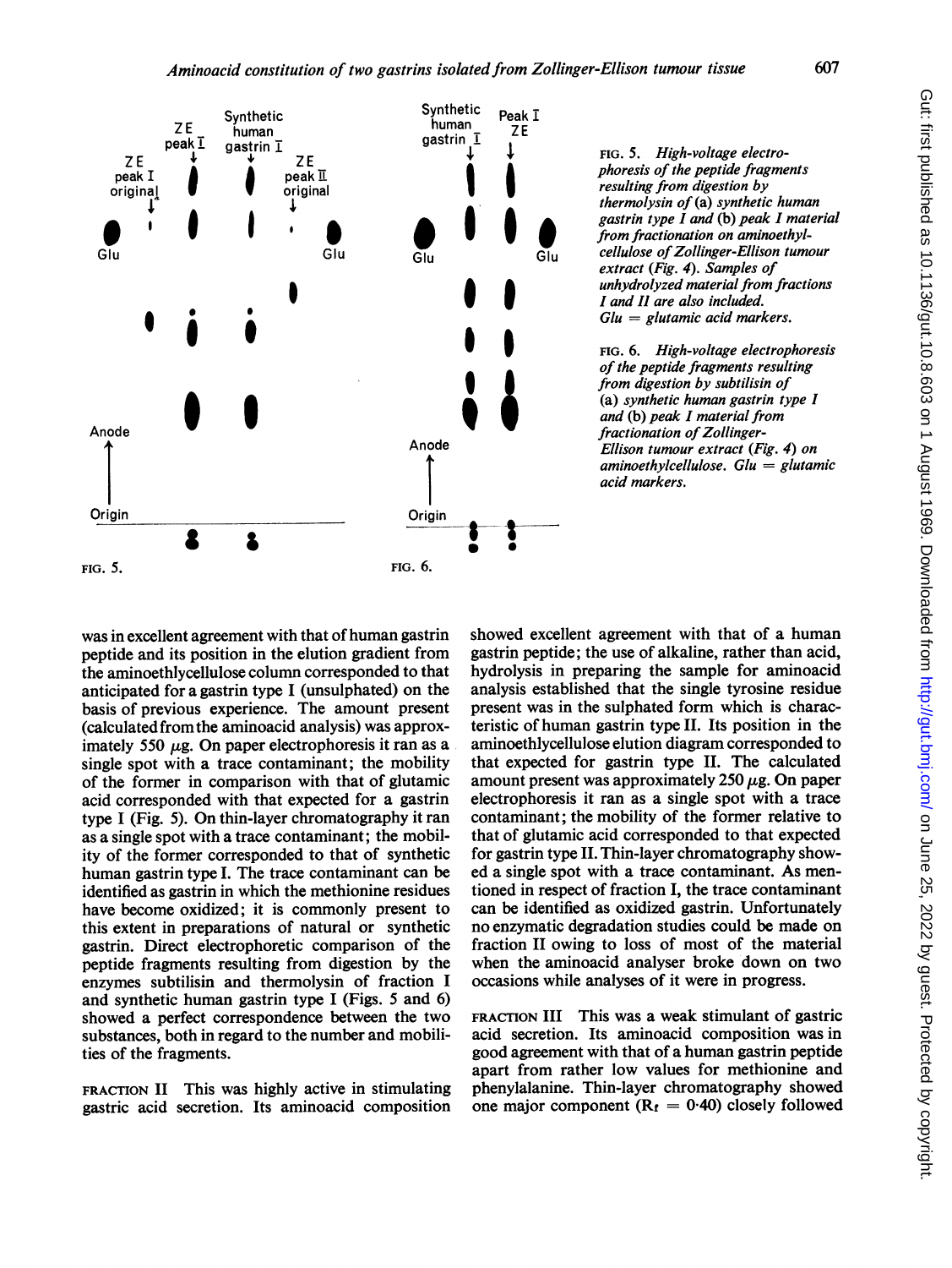FIG. 5. *High-voltage electrophoresis of the peptide fragments resulting from digestion by thermolysin of* (a) *synthetic human gastrin type I and* (b) *peak I material from fractionation on aminoethylcellulose of Zollinger-Ellison tumour extract (Fig. 4). Samples of unhydrolyzed material from fractions I and II are also included. Glu = glutamic acid markers.*

FIG. 6. *High-voltage electrophoresis of the peptide fragments resulting from digestion by subtilisin of* (a) *synthetic human gastrin type I and* (b) *peak I material from fractionation of Zollinger-Ellison tumour extract (Fig. 4) on aminoethylcellulose. Glu = glutamic acid markers.*

was in excellent agreement with that of human gastrin peptide and its position in the elution gradient from the aminoethlycellulose column corresponded to that anticipated for a gastrin type I (unsulphated) on the basis of previous experience. The amount present (calculated from the aminoacid analysis) was approximately 550 $\mu$g. On paper electrophoresis it ran as a single spot with a trace contaminant; the mobility of the former in comparison with that of glutamic acid corresponded with that expected for a gastrin type I (Fig. 5). On thin-layer chromatography it ran as a single spot with a trace contaminant; the mobility of the former corresponded to that of synthetic human gastrin type I. The trace contaminant can be identified as gastrin in which the methionine residues have become oxidized; it is commonly present to this extent in preparations of natural or synthetic gastrin. Direct electrophoretic comparison of the peptide fragments resulting from digestion by the enzymes subtilisin and thermolysin of fraction I and synthetic human gastrin type I (Figs. 5 and 6) showed a perfect correspondence between the two substances, both in regard to the number and mobilities of the fragments.

FRACTION II This was highly active in stimulating gastric acid secretion. Its aminoacid composition showed excellent agreement with that of a human gastrin peptide; the use of alkaline, rather than acid, hydrolysis in preparing the sample for aminoacid analysis established that the single tyrosine residue present was in the sulphated form which is characteristic of human gastrin type II. Its position in the aminoethylcellulose elution diagram corresponded to that expected for gastrin type II. The calculated amount present was approximately 250 $\mu$g. On paper electrophoresis it ran as a single spot with a trace contaminant; the mobility of the former relative to that of glutamic acid corresponded to that expected for gastrin type II. Thin-layer chromatography showed a single spot with a trace contaminant. As mentioned in respect of fraction I, the trace contaminant can be identified as oxidized gastrin. Unfortunately no enzymatic degradation studies could be made on fraction II owing to loss of most of the material when the aminoacid analyser broke down on two occasions while analyses of it were in progress.

FRACTION III This was a weak stimulant of gastric acid secretion. Its aminoacid composition was in good agreement with that of a human gastrin peptide apart from rather low values for methionine and phenylalanine. Thin-layer chromatography showed one major component ($R_f$ = 0·40) closely followed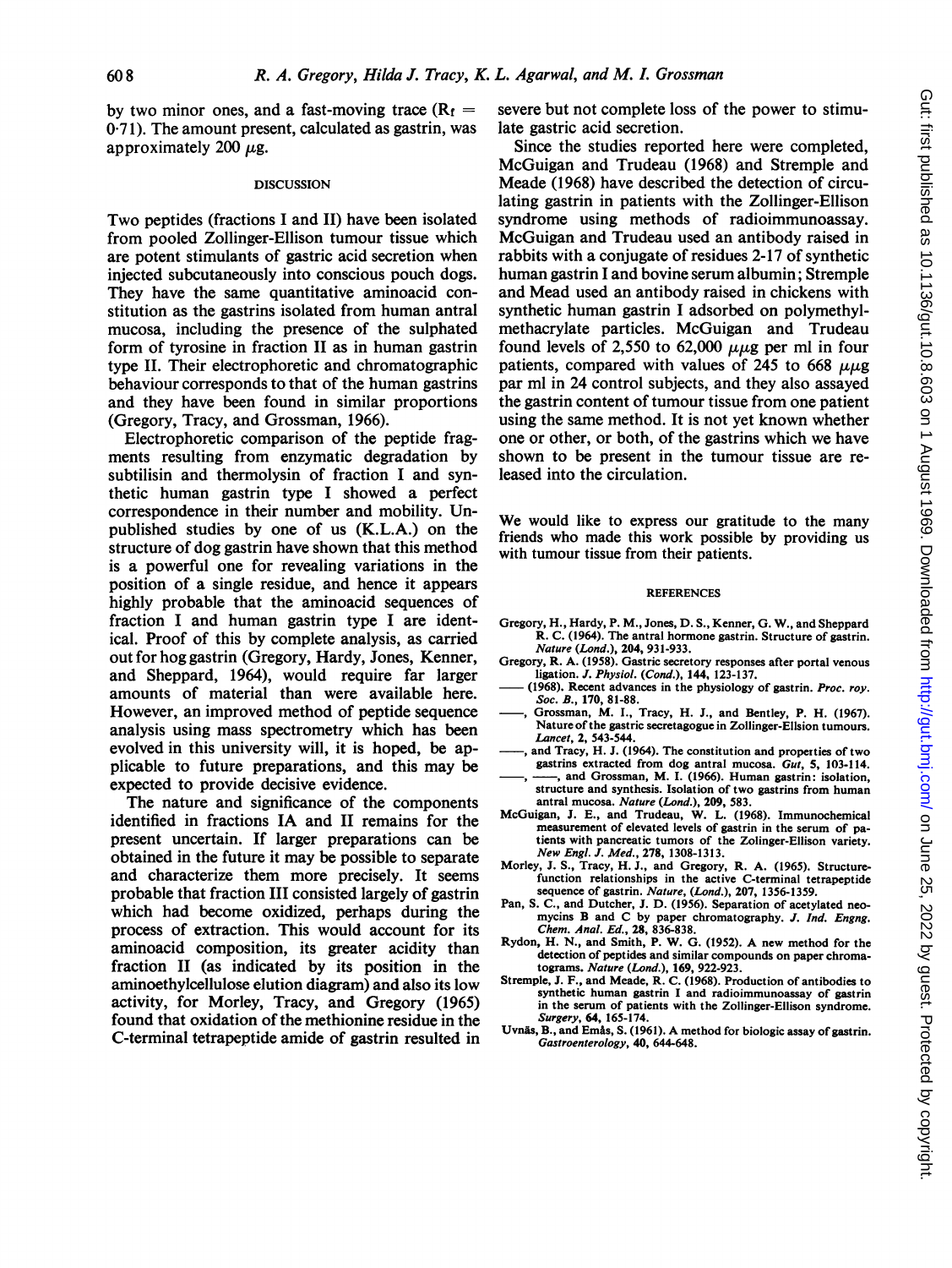by two minor ones, and a fast-moving trace ($R_f$ = 0·71). The amount present, calculated as gastrin, was approximately 200 $\mu$g.

## DISCUSSION

Two peptides (fractions I and II) have been isolated from pooled Zollinger-Ellison tumour tissue which are potent stimulants of gastric acid secretion when injected subcutaneously into conscious pouch dogs. They have the same quantitative aminoacid constitution as the gastrins isolated from human antral mucosa, including the presence of the sulphated form of tyrosine in fraction II as in human gastrin type II. Their electrophoretic and chromatographic behaviour corresponds to that of the human gastrins and they have been found in similar proportions (Gregory, Tracy, and Grossman, 1966).

Electrophoretic comparison of the peptide fragments resulting from enzymatic degradation by subtilisin and thermolysin of fraction I and synthetic human gastrin type I showed a perfect correspondence in their number and mobility. Unpublished studies by one of us (K.L.A.) on the structure of dog gastrin have shown that this method is a powerful one for revealing variations in the position of a single residue, and hence it appears highly probable that the aminoacid sequences of fraction I and human gastrin type I are identical. Proof of this by complete analysis, as carried out for hog gastrin (Gregory, Hardy, Jones, Kenner, and Sheppard, 1964), would require far larger amounts of material than were available here. However, an improved method of peptide sequence analysis using mass spectrometry which has been evolved in this university will, it is hoped, be applicable to future preparations, and this may be expected to provide decisive evidence.

The nature and significance of the components identified in fractions IA and II remains for the present uncertain. If larger preparations can be obtained in the future it may be possible to separate and characterize them more precisely. It seems probable that fraction III consisted largely of gastrin which had become oxidized, perhaps during the process of extraction. This would account for its aminoacid composition, its greater acidity than fraction II (as indicated by its position in the aminoethylcellulose elution diagram) and also its low activity, for Morley, Tracy, and Gregory (1965) found that oxidation of the methionine residue in the C-terminal tetrapeptide amide of gastrin resulted in severe but not complete loss of the power to stimulate gastric acid secretion.

Since the studies reported here were completed, McGuigan and Trudeau (1968) and Stremple and Meade (1968) have described the detection of circulating gastrin in patients with the Zollinger-Ellison syndrome using methods of radioimmunoassay. McGuigan and Trudeau used an antibody raised in rabbits with a conjugate of residues 2-17 of synthetic human gastrin I and bovine serum albumin; Stremple and Mead used an antibody raised in chickens with synthetic human gastrin I adsorbed on polymethylmethacrylate particles. McGuigan and Trudeau found levels of 2,550 to 62,000 $\mu\mu$g per ml in four patients, compared with values of 245 to 668 $\mu\mu$g par ml in 24 control subjects, and they also assayed the gastrin content of tumour tissue from one patient using the same method. It is not yet known whether one or other, or both, of the gastrins which we have shown to be present in the tumour tissue are released into the circulation.

We would like to express our gratitude to the many friends who made this work possible by providing us with tumour tissue from their patients.

## REFERENCES

Gregory, H., Hardy, P. M., Jones, D. S., Kenner, G. W., and Sheppard R. C. (1964). The antral hormone gastrin. Structure of gastrin. *Nature (Lond.)*, **204**, 931-933.

Gregory, R. A. (1958). Gastric secretory responses after portal venous ligation. *J. Physiol. (Cond.)*, **144**, 123-137.

—— (1968). Recent advances in the physiology of gastrin. *Proc. roy. Soc. B.*, **170**, 81-88.

——, Grossman, M. I., Tracy, H. J., and Bentley, P. H. (1967). Nature of the gastric secretagogue in Zollinger-Ellsion tumours. *Lancet*, **2**, 543-544.

——, and Tracy, H. J. (1964). The constitution and properties of two gastrins extracted from dog antral mucosa. *Gut*, **5**, 103-114.

——, ——, and Grossman, M. I. (1966). Human gastrin: isolation, structure and synthesis. Isolation of two gastrins from human antral mucosa. *Nature (Lond.)*, **209**, 583.

McGuigan, J. E., and Trudeau, W. L. (1968). Immunochemical measurement of elevated levels of gastrin in the serum of patients with pancreatic tumors of the Zolinger-Ellison variety. *New Engl. J. Med.*, **278**, 1308-1313.

Morley, J. S., Tracy, H. J., and Gregory, R. A. (1965). Structure-function relationships in the active C-terminal tetrapeptide sequence of gastrin. *Nature, (Lond.)*, **207**, 1356-1359.

Pan, S. C., and Dutcher, J. D. (1956). Separation of acetylated neomycins B and C by paper chromatography. *J. Ind. Engng. Chem. Anal. Ed.*, **28**, 836-838.

Rydon, H. N., and Smith, P. W. G. (1952). A new method for the detection of peptides and similar compounds on paper chromatograms. *Nature (Lond.)*, **169**, 922-923.

Stremple, J. F., and Meade, R. C. (1968). Production of antibodies to synthetic human gastrin I and radioimmunoassay of gastrin in the serum of patients with the Zollinger-Ellison syndrome. *Surgery*, **64**, 165-174.

Uvnäs, B., and Emås, S. (1961). A method for biologic assay of gastrin. *Gastroenterology*, **40**, 644-648.